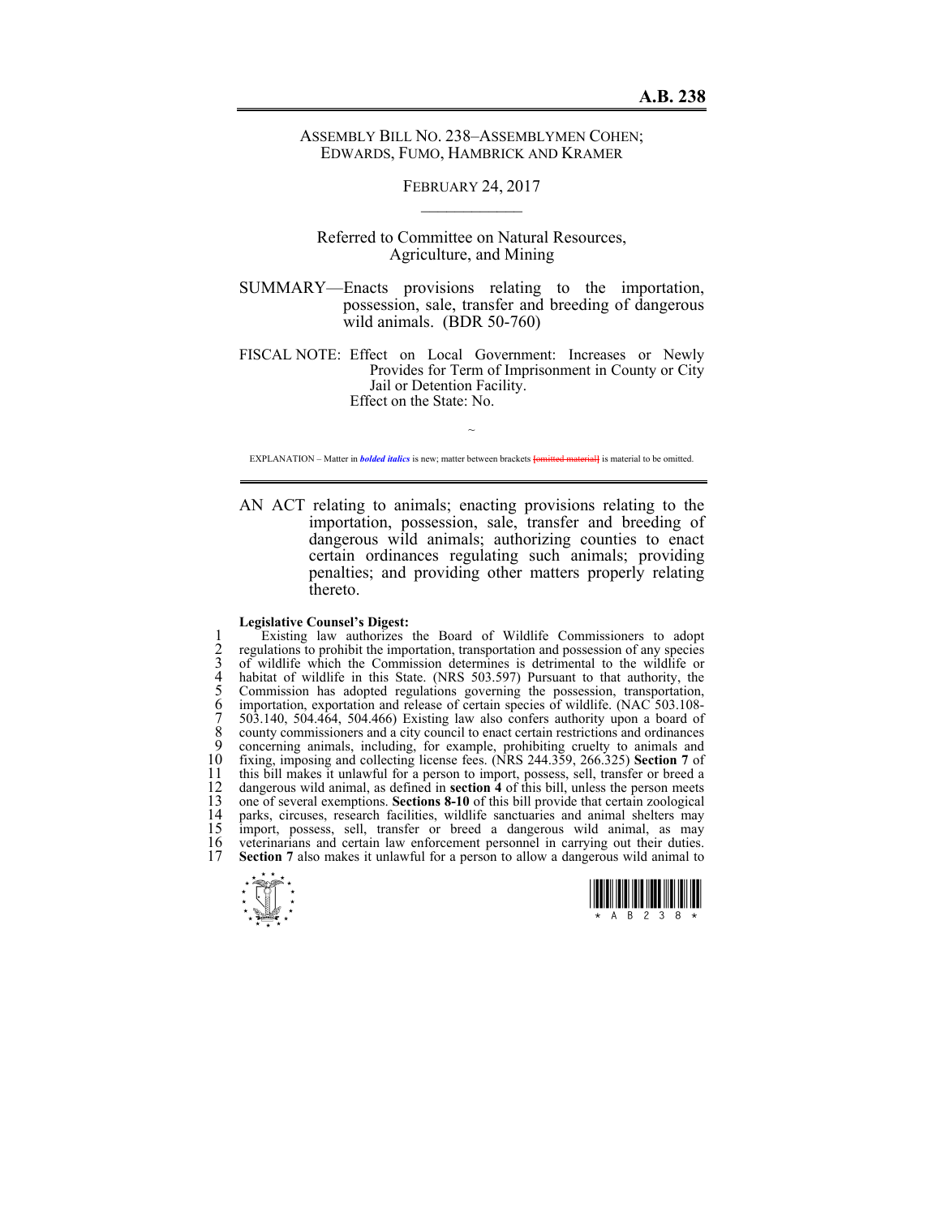**A.B. 238**

ASSEMBLY BILL NO. 238–ASSEMBLYMEN COHEN; EDWARDS, FUMO, HAMBRICK AND KRAMER

FEBRUARY 24, 2017

Referred to Committee on Natural Resources, Agriculture, and Mining

SUMMARY—Enacts provisions relating to the importation, possession, sale, transfer and breeding of dangerous wild animals. (BDR 50-760)

FISCAL NOTE: Effect on Local Government: Increases or Newly Provides for Term of Imprisonment in County or City Jail or Detention Facility.
Effect on the State: No.

~

EXPLANATION – Matter in ***bolded italics*** is new; matter between brackets ~~[omitted material]~~ is material to be omitted.

AN ACT relating to animals; enacting provisions relating to the importation, possession, sale, transfer and breeding of dangerous wild animals; authorizing counties to enact certain ordinances regulating such animals; providing penalties; and providing other matters properly relating thereto.

**Legislative Counsel's Digest:**

1 Existing law authorizes the Board of Wildlife Commissioners to adopt
2 regulations to prohibit the importation, transportation and possession of any species
3 of wildlife which the Commission determines is detrimental to the wildlife or
4 habitat of wildlife in this State. (NRS 503.597) Pursuant to that authority, the
5 Commission has adopted regulations governing the possession, transportation,
6 importation, exportation and release of certain species of wildlife. (NAC 503.108-
7 503.140, 504.464, 504.466) Existing law also confers authority upon a board of
8 county commissioners and a city council to enact certain restrictions and ordinances
9 concerning animals, including, for example, prohibiting cruelty to animals and
10 fixing, imposing and collecting license fees. (NRS 244.359, 266.325) **Section 7** of
11 this bill makes it unlawful for a person to import, possess, sell, transfer or breed a
12 dangerous wild animal, as defined in **section 4** of this bill, unless the person meets
13 one of several exemptions. **Sections 8-10** of this bill provide that certain zoological
14 parks, circuses, research facilities, wildlife sanctuaries and animal shelters may
15 import, possess, sell, transfer or breed a dangerous wild animal, as may
16 veterinarians and certain law enforcement personnel in carrying out their duties.
17 **Section 7** also makes it unlawful for a person to allow a dangerous wild animal to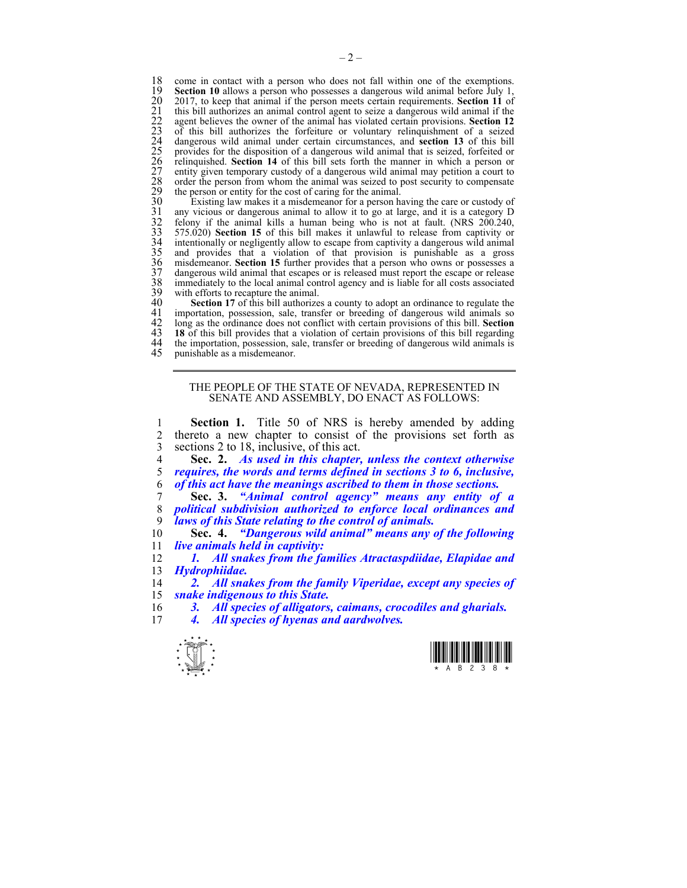come in contact with a person who does not fall within one of the exemptions. **Section 10** allows a person who possesses a dangerous wild animal before July 1, 2017, to keep that animal if the person meets certain requirements. **Section 11** of this bill authorizes an animal control agent to seize a dangerous wild animal if the agent believes the owner of the animal has violated certain provisions. **Section 12** of this bill authorizes the forfeiture or voluntary relinquishment of a seized dangerous wild animal under certain circumstances, and **section 13** of this bill provides for the disposition of a dangerous wild animal that is seized, forfeited or relinquished. **Section 14** of this bill sets forth the manner in which a person or entity given temporary custody of a dangerous wild animal may petition a court to order the person from whom the animal was seized to post security to compensate the person or entity for the cost of caring for the animal.

Existing law makes it a misdemeanor for a person having the care or custody of any vicious or dangerous animal to allow it to go at large, and it is a category D felony if the animal kills a human being who is not at fault. (NRS 200.240, 575.020) **Section 15** of this bill makes it unlawful to release from captivity or intentionally or negligently allow to escape from captivity a dangerous wild animal and provides that a violation of that provision is punishable as a gross misdemeanor. **Section 15** further provides that a person who owns or possesses a dangerous wild animal that escapes or is released must report the escape or release immediately to the local animal control agency and is liable for all costs associated with efforts to recapture the animal.

**Section 17** of this bill authorizes a county to adopt an ordinance to regulate the importation, possession, sale, transfer or breeding of dangerous wild animals so long as the ordinance does not conflict with certain provisions of this bill. **Section 18** of this bill provides that a violation of certain provisions of this bill regarding the importation, possession, sale, transfer or breeding of dangerous wild animals is punishable as a misdemeanor.

---

THE PEOPLE OF THE STATE OF NEVADA, REPRESENTED IN SENATE AND ASSEMBLY, DO ENACT AS FOLLOWS:

**Section 1.** Title 50 of NRS is hereby amended by adding thereto a new chapter to consist of the provisions set forth as sections 2 to 18, inclusive, of this act.

**Sec. 2.** ***As used in this chapter, unless the context otherwise requires, the words and terms defined in sections 3 to 6, inclusive, of this act have the meanings ascribed to them in those sections.***

**Sec. 3.** ***"Animal control agency" means any entity of a political subdivision authorized to enforce local ordinances and laws of this State relating to the control of animals.***

**Sec. 4.** ***"Dangerous wild animal" means any of the following live animals held in captivity:***

***1. All snakes from the families Atractaspdiidae, Elapidae and Hydrophiidae.***

***2. All snakes from the family Viperidae, except any species of snake indigenous to this State.***

***3. All species of alligators, caimans, crocodiles and gharials.***

***4. All species of hyenas and aardwolves.***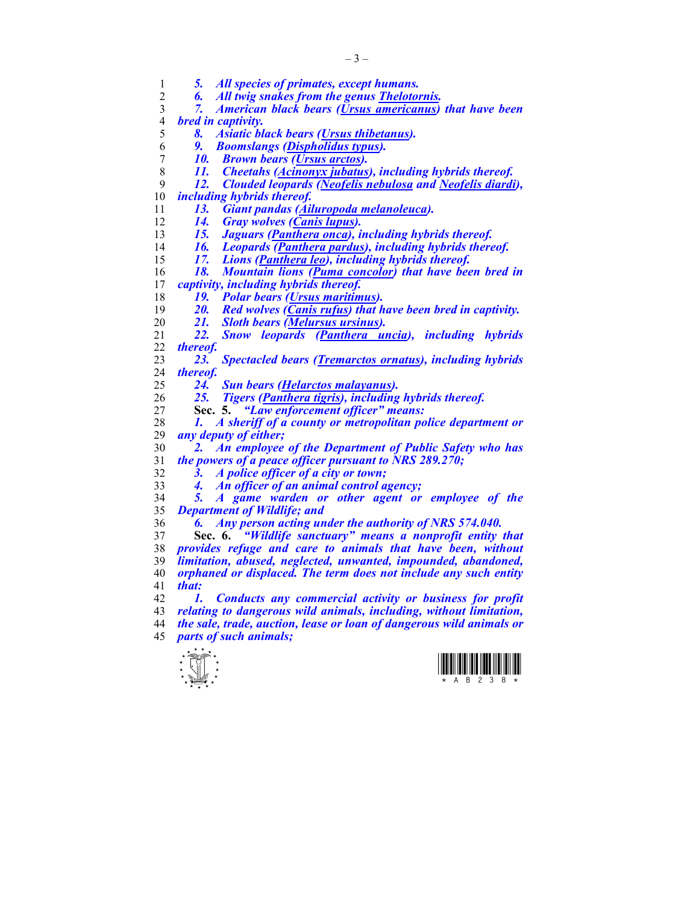*5. All species of primates, except humans.*

*6. All twig snakes from the genus Thelotornis.*

*7. American black bears (Ursus americanus) that have been bred in captivity.*

*8. Asiatic black bears (Ursus thibetanus).*

*9. Boomslangs (Dispholidus typus).*

*10. Brown bears (Ursus arctos).*

*11. Cheetahs (Acinonyx jubatus), including hybrids thereof.*

*12. Clouded leopards (Neofelis nebulosa and Neofelis diardi), including hybrids thereof.*

*13. Giant pandas (Ailuropoda melanoleuca).*

*14. Gray wolves (Canis lupus).*

*15. Jaguars (Panthera onca), including hybrids thereof.*

*16. Leopards (Panthera pardus), including hybrids thereof.*

*17. Lions (Panthera leo), including hybrids thereof.*

*18. Mountain lions (Puma concolor) that have been bred in captivity, including hybrids thereof.*

*19. Polar bears (Ursus maritimus).*

*20. Red wolves (Canis rufus) that have been bred in captivity.*

*21. Sloth bears (Melursus ursinus).*

*22. Snow leopards (Panthera uncia), including hybrids thereof.*

*23. Spectacled bears (Tremarctos ornatus), including hybrids thereof.*

*24. Sun bears (Helarctos malayanus).*

*25. Tigers (Panthera tigris), including hybrids thereof.*

**Sec. 5.** *"Law enforcement officer" means:*

*1. A sheriff of a county or metropolitan police department or any deputy of either;*

*2. An employee of the Department of Public Safety who has the powers of a peace officer pursuant to NRS 289.270;*

*3. A police officer of a city or town;*

*4. An officer of an animal control agency;*

*5. A game warden or other agent or employee of the Department of Wildlife; and*

*6. Any person acting under the authority of NRS 574.040.*

**Sec. 6.** *"Wildlife sanctuary" means a nonprofit entity that provides refuge and care to animals that have been, without limitation, abused, neglected, unwanted, impounded, abandoned, orphaned or displaced. The term does not include any such entity that:*

*1. Conducts any commercial activity or business for profit relating to dangerous wild animals, including, without limitation, the sale, trade, auction, lease or loan of dangerous wild animals or parts of such animals;*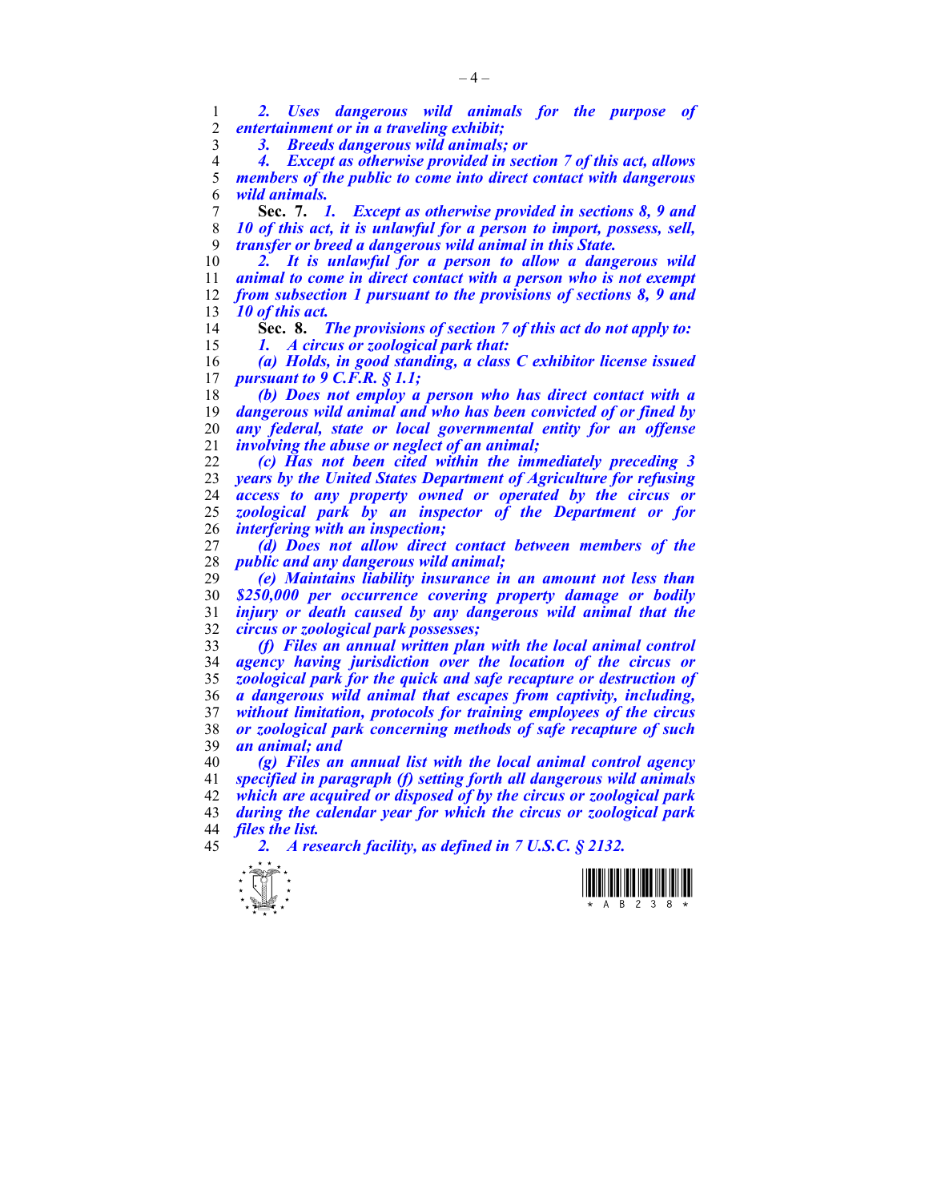*2. Uses dangerous wild animals for the purpose of entertainment or in a traveling exhibit;*

*3. Breeds dangerous wild animals; or*

*4. Except as otherwise provided in section 7 of this act, allows members of the public to come into direct contact with dangerous wild animals.*

**Sec. 7.** *1. Except as otherwise provided in sections 8, 9 and 10 of this act, it is unlawful for a person to import, possess, sell, transfer or breed a dangerous wild animal in this State.*

*2. It is unlawful for a person to allow a dangerous wild animal to come in direct contact with a person who is not exempt from subsection 1 pursuant to the provisions of sections 8, 9 and 10 of this act.*

**Sec. 8.** *The provisions of section 7 of this act do not apply to:*

*1. A circus or zoological park that:*

*(a) Holds, in good standing, a class C exhibitor license issued pursuant to 9 C.F.R. § 1.1;*

*(b) Does not employ a person who has direct contact with a dangerous wild animal and who has been convicted of or fined by any federal, state or local governmental entity for an offense involving the abuse or neglect of an animal;*

*(c) Has not been cited within the immediately preceding 3 years by the United States Department of Agriculture for refusing access to any property owned or operated by the circus or zoological park by an inspector of the Department or for interfering with an inspection;*

*(d) Does not allow direct contact between members of the public and any dangerous wild animal;*

*(e) Maintains liability insurance in an amount not less than $250,000 per occurrence covering property damage or bodily injury or death caused by any dangerous wild animal that the circus or zoological park possesses;*

*(f) Files an annual written plan with the local animal control agency having jurisdiction over the location of the circus or zoological park for the quick and safe recapture or destruction of a dangerous wild animal that escapes from captivity, including, without limitation, protocols for training employees of the circus or zoological park concerning methods of safe recapture of such an animal; and*

*(g) Files an annual list with the local animal control agency specified in paragraph (f) setting forth all dangerous wild animals which are acquired or disposed of by the circus or zoological park during the calendar year for which the circus or zoological park files the list.*

*2. A research facility, as defined in 7 U.S.C. § 2132.*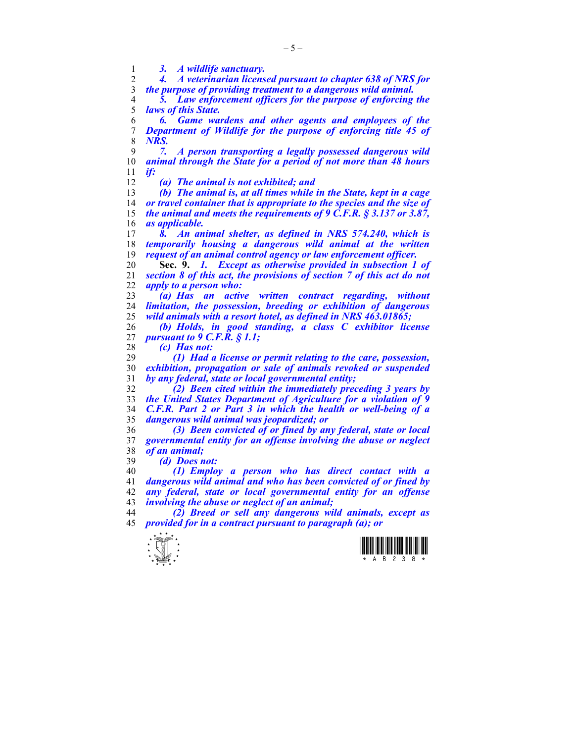*3. A wildlife sanctuary.*

*4. A veterinarian licensed pursuant to chapter 638 of NRS for the purpose of providing treatment to a dangerous wild animal.*

*5. Law enforcement officers for the purpose of enforcing the laws of this State.*

*6. Game wardens and other agents and employees of the Department of Wildlife for the purpose of enforcing title 45 of NRS.*

*7. A person transporting a legally possessed dangerous wild animal through the State for a period of not more than 48 hours if:*

*(a) The animal is not exhibited; and*

*(b) The animal is, at all times while in the State, kept in a cage or travel container that is appropriate to the species and the size of the animal and meets the requirements of 9 C.F.R. § 3.137 or 3.87, as applicable.*

*8. An animal shelter, as defined in NRS 574.240, which is temporarily housing a dangerous wild animal at the written request of an animal control agency or law enforcement officer.*

**Sec. 9.** *1. Except as otherwise provided in subsection 1 of section 8 of this act, the provisions of section 7 of this act do not apply to a person who:*

*(a) Has an active written contract regarding, without limitation, the possession, breeding or exhibition of dangerous wild animals with a resort hotel, as defined in NRS 463.01865;*

*(b) Holds, in good standing, a class C exhibitor license pursuant to 9 C.F.R. § 1.1;*

*(c) Has not:*

*(1) Had a license or permit relating to the care, possession, exhibition, propagation or sale of animals revoked or suspended by any federal, state or local governmental entity;*

*(2) Been cited within the immediately preceding 3 years by the United States Department of Agriculture for a violation of 9 C.F.R. Part 2 or Part 3 in which the health or well-being of a dangerous wild animal was jeopardized; or*

*(3) Been convicted of or fined by any federal, state or local governmental entity for an offense involving the abuse or neglect of an animal;*

*(d) Does not:*

*(1) Employ a person who has direct contact with a dangerous wild animal and who has been convicted of or fined by any federal, state or local governmental entity for an offense involving the abuse or neglect of an animal;*

*(2) Breed or sell any dangerous wild animals, except as provided for in a contract pursuant to paragraph (a); or*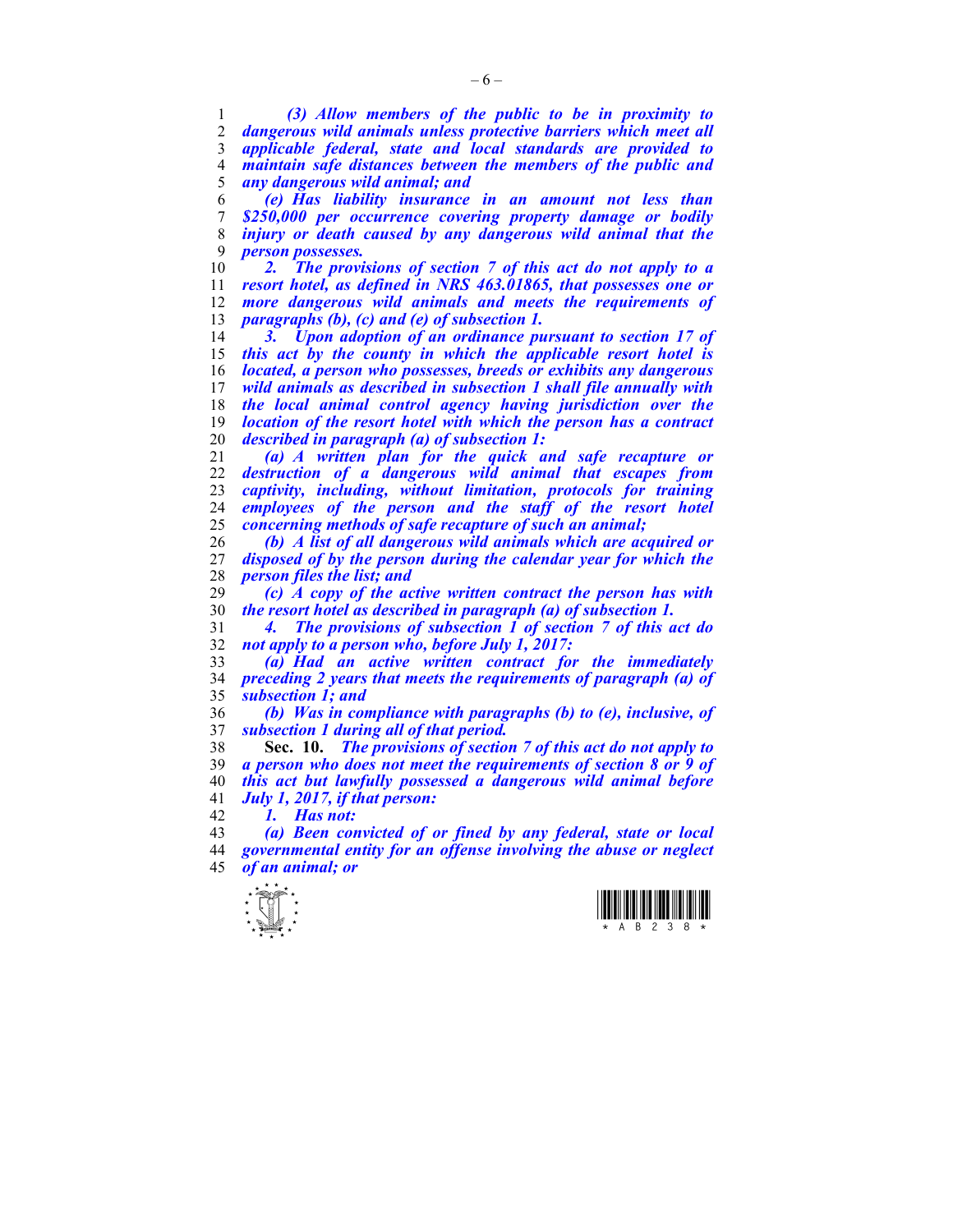*(3) Allow members of the public to be in proximity to dangerous wild animals unless protective barriers which meet all applicable federal, state and local standards are provided to maintain safe distances between the members of the public and any dangerous wild animal; and*

*(e) Has liability insurance in an amount not less than $250,000 per occurrence covering property damage or bodily injury or death caused by any dangerous wild animal that the person possesses.*

*2. The provisions of section 7 of this act do not apply to a resort hotel, as defined in NRS 463.01865, that possesses one or more dangerous wild animals and meets the requirements of paragraphs (b), (c) and (e) of subsection 1.*

*3. Upon adoption of an ordinance pursuant to section 17 of this act by the county in which the applicable resort hotel is located, a person who possesses, breeds or exhibits any dangerous wild animals as described in subsection 1 shall file annually with the local animal control agency having jurisdiction over the location of the resort hotel with which the person has a contract described in paragraph (a) of subsection 1:*

*(a) A written plan for the quick and safe recapture or destruction of a dangerous wild animal that escapes from captivity, including, without limitation, protocols for training employees of the person and the staff of the resort hotel concerning methods of safe recapture of such an animal;*

*(b) A list of all dangerous wild animals which are acquired or disposed of by the person during the calendar year for which the person files the list; and*

*(c) A copy of the active written contract the person has with the resort hotel as described in paragraph (a) of subsection 1.*

*4. The provisions of subsection 1 of section 7 of this act do not apply to a person who, before July 1, 2017:*

*(a) Had an active written contract for the immediately preceding 2 years that meets the requirements of paragraph (a) of subsection 1; and*

*(b) Was in compliance with paragraphs (b) to (e), inclusive, of subsection 1 during all of that period.*

**Sec. 10.** *The provisions of section 7 of this act do not apply to a person who does not meet the requirements of section 8 or 9 of this act but lawfully possessed a dangerous wild animal before July 1, 2017, if that person:*

*1. Has not:*

*(a) Been convicted of or fined by any federal, state or local governmental entity for an offense involving the abuse or neglect of an animal; or*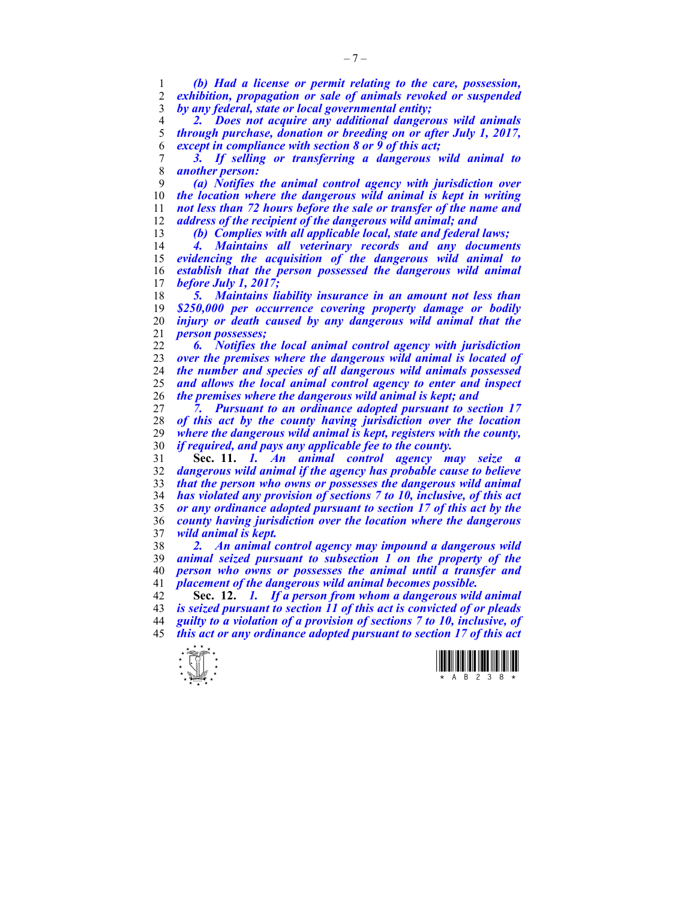*(b) Had a license or permit relating to the care, possession, exhibition, propagation or sale of animals revoked or suspended by any federal, state or local governmental entity;*

*2. Does not acquire any additional dangerous wild animals through purchase, donation or breeding on or after July 1, 2017, except in compliance with section 8 or 9 of this act;*

*3. If selling or transferring a dangerous wild animal to another person:*

*(a) Notifies the animal control agency with jurisdiction over the location where the dangerous wild animal is kept in writing not less than 72 hours before the sale or transfer of the name and address of the recipient of the dangerous wild animal; and*

*(b) Complies with all applicable local, state and federal laws;*

*4. Maintains all veterinary records and any documents evidencing the acquisition of the dangerous wild animal to establish that the person possessed the dangerous wild animal before July 1, 2017;*

*5. Maintains liability insurance in an amount not less than $250,000 per occurrence covering property damage or bodily injury or death caused by any dangerous wild animal that the person possesses;*

*6. Notifies the local animal control agency with jurisdiction over the premises where the dangerous wild animal is located of the number and species of all dangerous wild animals possessed and allows the local animal control agency to enter and inspect the premises where the dangerous wild animal is kept; and*

*7. Pursuant to an ordinance adopted pursuant to section 17 of this act by the county having jurisdiction over the location where the dangerous wild animal is kept, registers with the county, if required, and pays any applicable fee to the county.*

**Sec. 11.** *1. An animal control agency may seize a dangerous wild animal if the agency has probable cause to believe that the person who owns or possesses the dangerous wild animal has violated any provision of sections 7 to 10, inclusive, of this act or any ordinance adopted pursuant to section 17 of this act by the county having jurisdiction over the location where the dangerous wild animal is kept.*

*2. An animal control agency may impound a dangerous wild animal seized pursuant to subsection 1 on the property of the person who owns or possesses the animal until a transfer and placement of the dangerous wild animal becomes possible.*

**Sec. 12.** *1. If a person from whom a dangerous wild animal is seized pursuant to section 11 of this act is convicted of or pleads guilty to a violation of a provision of sections 7 to 10, inclusive, of this act or any ordinance adopted pursuant to section 17 of this act*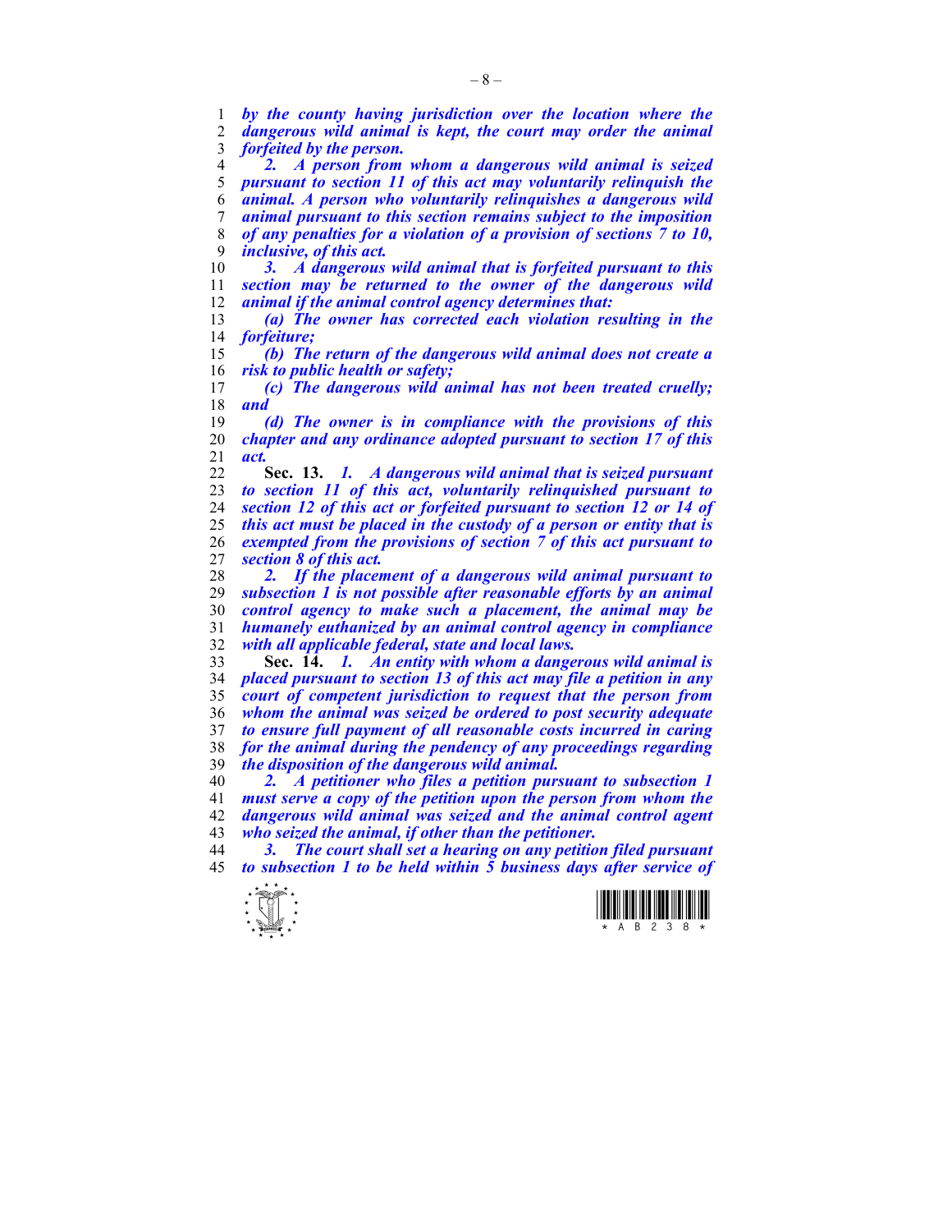*by the county having jurisdiction over the location where the dangerous wild animal is kept, the court may order the animal forfeited by the person.*

*2. A person from whom a dangerous wild animal is seized pursuant to section 11 of this act may voluntarily relinquish the animal. A person who voluntarily relinquishes a dangerous wild animal pursuant to this section remains subject to the imposition of any penalties for a violation of a provision of sections 7 to 10, inclusive, of this act.*

*3. A dangerous wild animal that is forfeited pursuant to this section may be returned to the owner of the dangerous wild animal if the animal control agency determines that:*

*(a) The owner has corrected each violation resulting in the forfeiture;*

*(b) The return of the dangerous wild animal does not create a risk to public health or safety;*

*(c) The dangerous wild animal has not been treated cruelly; and*

*(d) The owner is in compliance with the provisions of this chapter and any ordinance adopted pursuant to section 17 of this act.*

**Sec. 13.** *1. A dangerous wild animal that is seized pursuant to section 11 of this act, voluntarily relinquished pursuant to section 12 of this act or forfeited pursuant to section 12 or 14 of this act must be placed in the custody of a person or entity that is exempted from the provisions of section 7 of this act pursuant to section 8 of this act.*

*2. If the placement of a dangerous wild animal pursuant to subsection 1 is not possible after reasonable efforts by an animal control agency to make such a placement, the animal may be humanely euthanized by an animal control agency in compliance with all applicable federal, state and local laws.*

**Sec. 14.** *1. An entity with whom a dangerous wild animal is placed pursuant to section 13 of this act may file a petition in any court of competent jurisdiction to request that the person from whom the animal was seized be ordered to post security adequate to ensure full payment of all reasonable costs incurred in caring for the animal during the pendency of any proceedings regarding the disposition of the dangerous wild animal.*

*2. A petitioner who files a petition pursuant to subsection 1 must serve a copy of the petition upon the person from whom the dangerous wild animal was seized and the animal control agent who seized the animal, if other than the petitioner.*

*3. The court shall set a hearing on any petition filed pursuant to subsection 1 to be held within 5 business days after service of*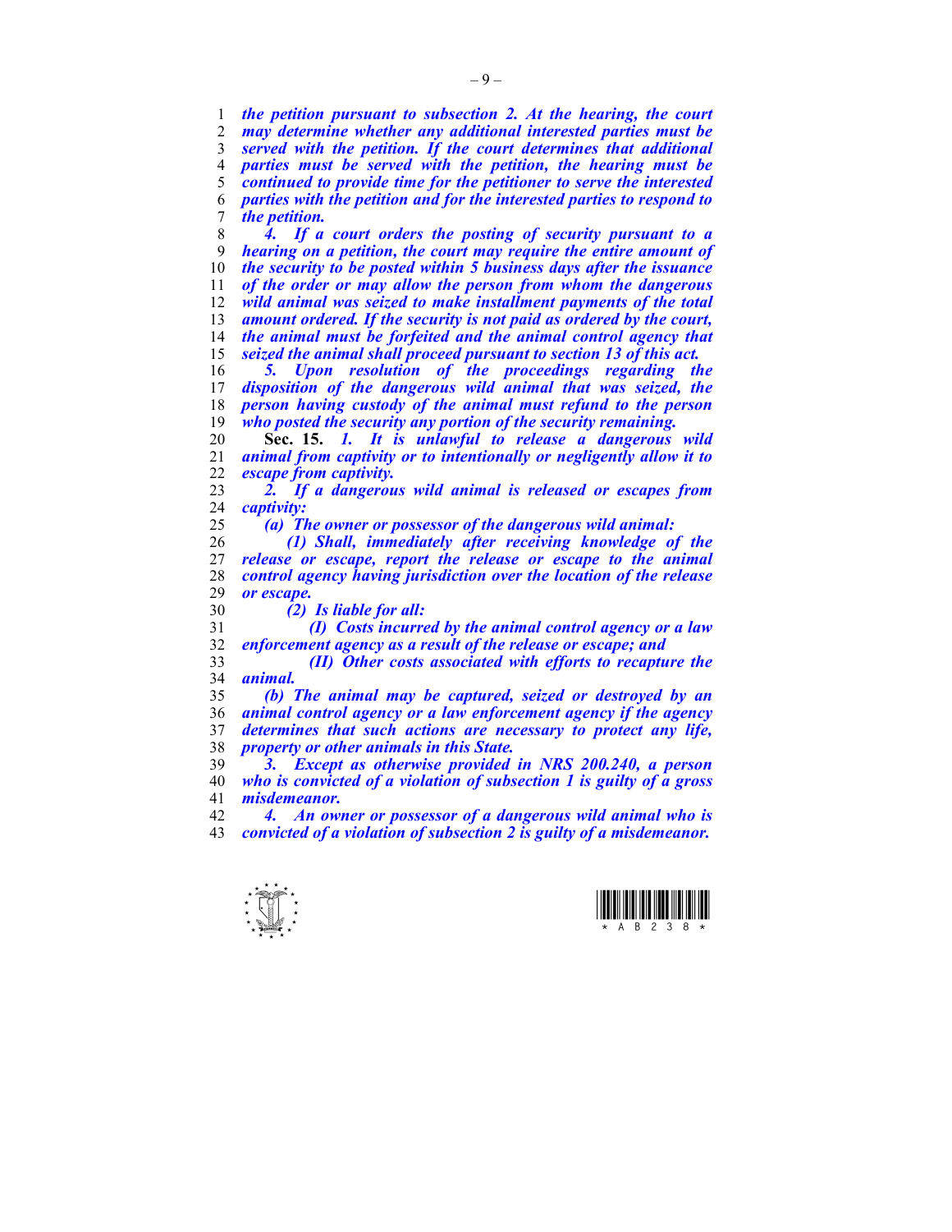*the petition pursuant to subsection 2. At the hearing, the court may determine whether any additional interested parties must be served with the petition. If the court determines that additional parties must be served with the petition, the hearing must be continued to provide time for the petitioner to serve the interested parties with the petition and for the interested parties to respond to the petition.*

*4. If a court orders the posting of security pursuant to a hearing on a petition, the court may require the entire amount of the security to be posted within 5 business days after the issuance of the order or may allow the person from whom the dangerous wild animal was seized to make installment payments of the total amount ordered. If the security is not paid as ordered by the court, the animal must be forfeited and the animal control agency that seized the animal shall proceed pursuant to section 13 of this act.*

*5. Upon resolution of the proceedings regarding the disposition of the dangerous wild animal that was seized, the person having custody of the animal must refund to the person who posted the security any portion of the security remaining.*

**Sec. 15.** *1. It is unlawful to release a dangerous wild animal from captivity or to intentionally or negligently allow it to escape from captivity.*

*2. If a dangerous wild animal is released or escapes from captivity:*

*(a) The owner or possessor of the dangerous wild animal:*

*(1) Shall, immediately after receiving knowledge of the release or escape, report the release or escape to the animal control agency having jurisdiction over the location of the release or escape.*

*(2) Is liable for all:*

*(I) Costs incurred by the animal control agency or a law enforcement agency as a result of the release or escape; and*

*(II) Other costs associated with efforts to recapture the animal.*

*(b) The animal may be captured, seized or destroyed by an animal control agency or a law enforcement agency if the agency determines that such actions are necessary to protect any life, property or other animals in this State.*

*3. Except as otherwise provided in NRS 200.240, a person who is convicted of a violation of subsection 1 is guilty of a gross misdemeanor.*

*4. An owner or possessor of a dangerous wild animal who is convicted of a violation of subsection 2 is guilty of a misdemeanor.*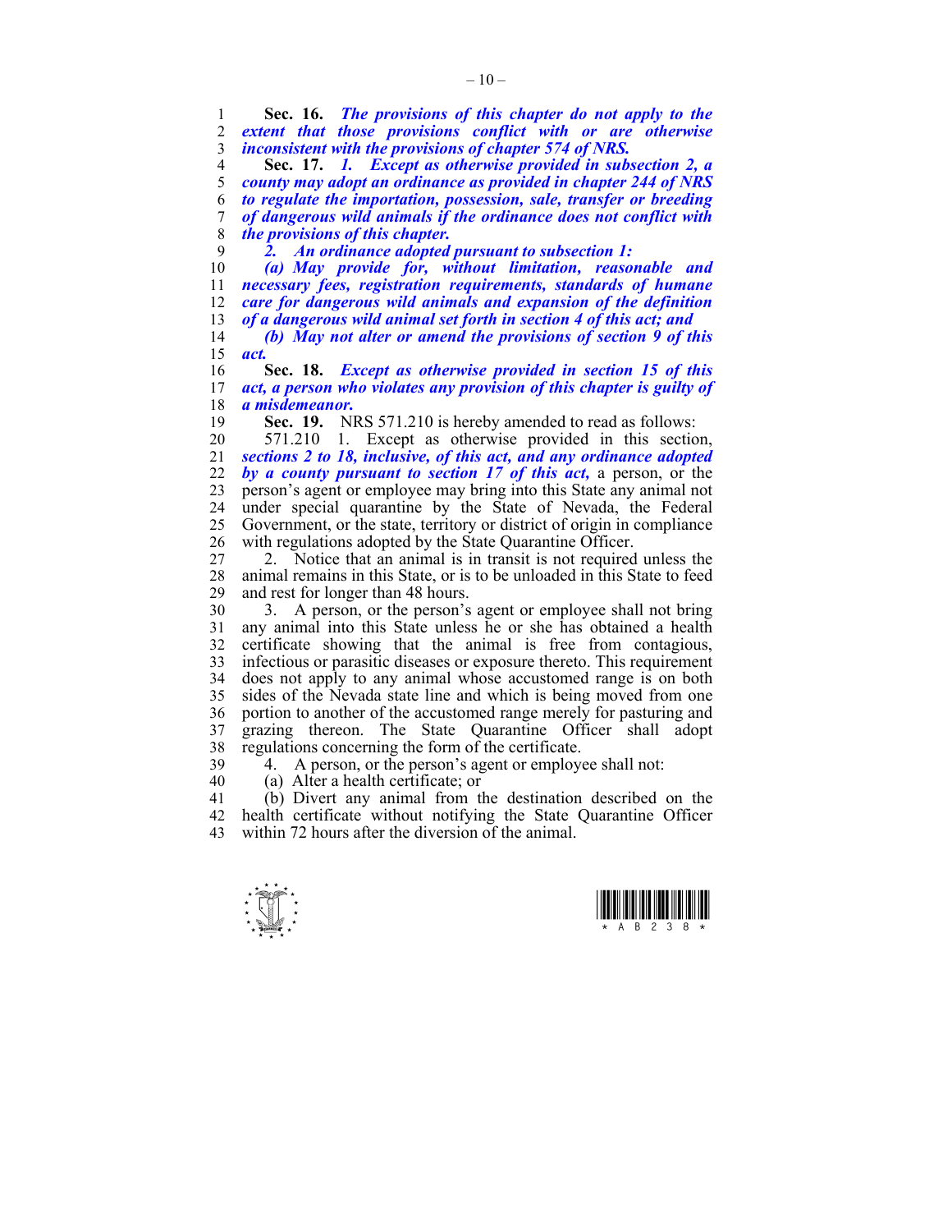**Sec. 16.** ***The provisions of this chapter do not apply to the extent that those provisions conflict with or are otherwise inconsistent with the provisions of chapter 574 of NRS.***

**Sec. 17.** ***1. Except as otherwise provided in subsection 2, a county may adopt an ordinance as provided in chapter 244 of NRS to regulate the importation, possession, sale, transfer or breeding of dangerous wild animals if the ordinance does not conflict with the provisions of this chapter.***

***2. An ordinance adopted pursuant to subsection 1:***

***(a) May provide for, without limitation, reasonable and necessary fees, registration requirements, standards of humane care for dangerous wild animals and expansion of the definition of a dangerous wild animal set forth in section 4 of this act; and***

***(b) May not alter or amend the provisions of section 9 of this act.***

**Sec. 18.** ***Except as otherwise provided in section 15 of this act, a person who violates any provision of this chapter is guilty of a misdemeanor.***

**Sec. 19.** NRS 571.210 is hereby amended to read as follows:

571.210 1. Except as otherwise provided in this section, ***sections 2 to 18, inclusive, of this act, and any ordinance adopted by a county pursuant to section 17 of this act,*** a person, or the person's agent or employee may bring into this State any animal not under special quarantine by the State of Nevada, the Federal Government, or the state, territory or district of origin in compliance with regulations adopted by the State Quarantine Officer.

2. Notice that an animal is in transit is not required unless the animal remains in this State, or is to be unloaded in this State to feed and rest for longer than 48 hours.

3. A person, or the person's agent or employee shall not bring any animal into this State unless he or she has obtained a health certificate showing that the animal is free from contagious, infectious or parasitic diseases or exposure thereto. This requirement does not apply to any animal whose accustomed range is on both sides of the Nevada state line and which is being moved from one portion to another of the accustomed range merely for pasturing and grazing thereon. The State Quarantine Officer shall adopt regulations concerning the form of the certificate.

4. A person, or the person's agent or employee shall not:

(a) Alter a health certificate; or

(b) Divert any animal from the destination described on the health certificate without notifying the State Quarantine Officer within 72 hours after the diversion of the animal.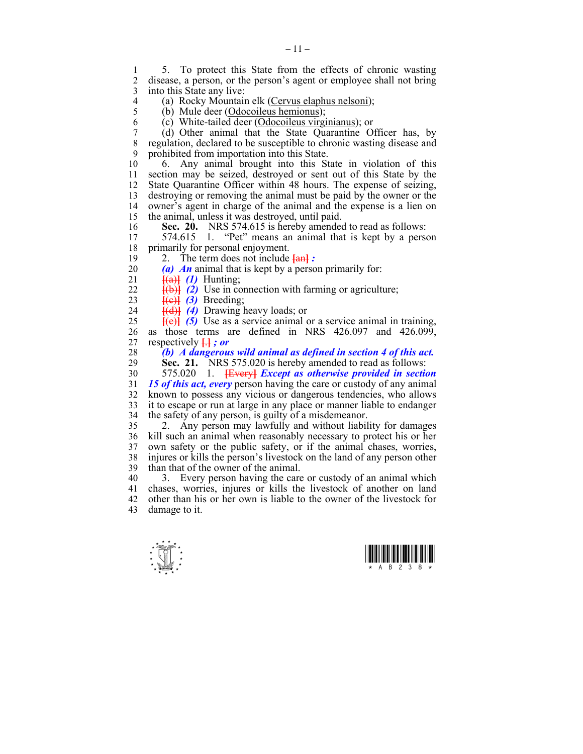5. To protect this State from the effects of chronic wasting disease, a person, or the person's agent or employee shall not bring into this State any live:

(a) Rocky Mountain elk (Cervus elaphus nelsoni);

(b) Mule deer (Odocoileus hemionus);

(c) White-tailed deer (Odocoileus virginianus); or

(d) Other animal that the State Quarantine Officer has, by regulation, declared to be susceptible to chronic wasting disease and prohibited from importation into this State.

6. Any animal brought into this State in violation of this section may be seized, destroyed or sent out of this State by the State Quarantine Officer within 48 hours. The expense of seizing, destroying or removing the animal must be paid by the owner or the owner's agent in charge of the animal and the expense is a lien on the animal, unless it was destroyed, until paid.

**Sec. 20.** NRS 574.615 is hereby amended to read as follows:

574.615 1. "Pet" means an animal that is kept by a person primarily for personal enjoyment.

2. The term does not include ~~[an]~~ ***:***

***(a) An*** animal that is kept by a person primarily for:

~~[(a)]~~ ***(1)*** Hunting;

~~[(b)]~~ ***(2)*** Use in connection with farming or agriculture;

~~[(c)]~~ ***(3)*** Breeding;

~~[(d)]~~ ***(4)*** Drawing heavy loads; or

~~[(e)]~~ ***(5)*** Use as a service animal or a service animal in training, as those terms are defined in NRS 426.097 and 426.099, respectively ~~[.]~~ ***; or***

***(b) A dangerous wild animal as defined in section 4 of this act.***

**Sec. 21.** NRS 575.020 is hereby amended to read as follows:

575.020 1. ~~[Every]~~ ***Except as otherwise provided in section 15 of this act, every*** person having the care or custody of any animal known to possess any vicious or dangerous tendencies, who allows it to escape or run at large in any place or manner liable to endanger the safety of any person, is guilty of a misdemeanor.

2. Any person may lawfully and without liability for damages kill such an animal when reasonably necessary to protect his or her own safety or the public safety, or if the animal chases, worries, injures or kills the person's livestock on the land of any person other than that of the owner of the animal.

3. Every person having the care or custody of an animal which chases, worries, injures or kills the livestock of another on land other than his or her own is liable to the owner of the livestock for damage to it.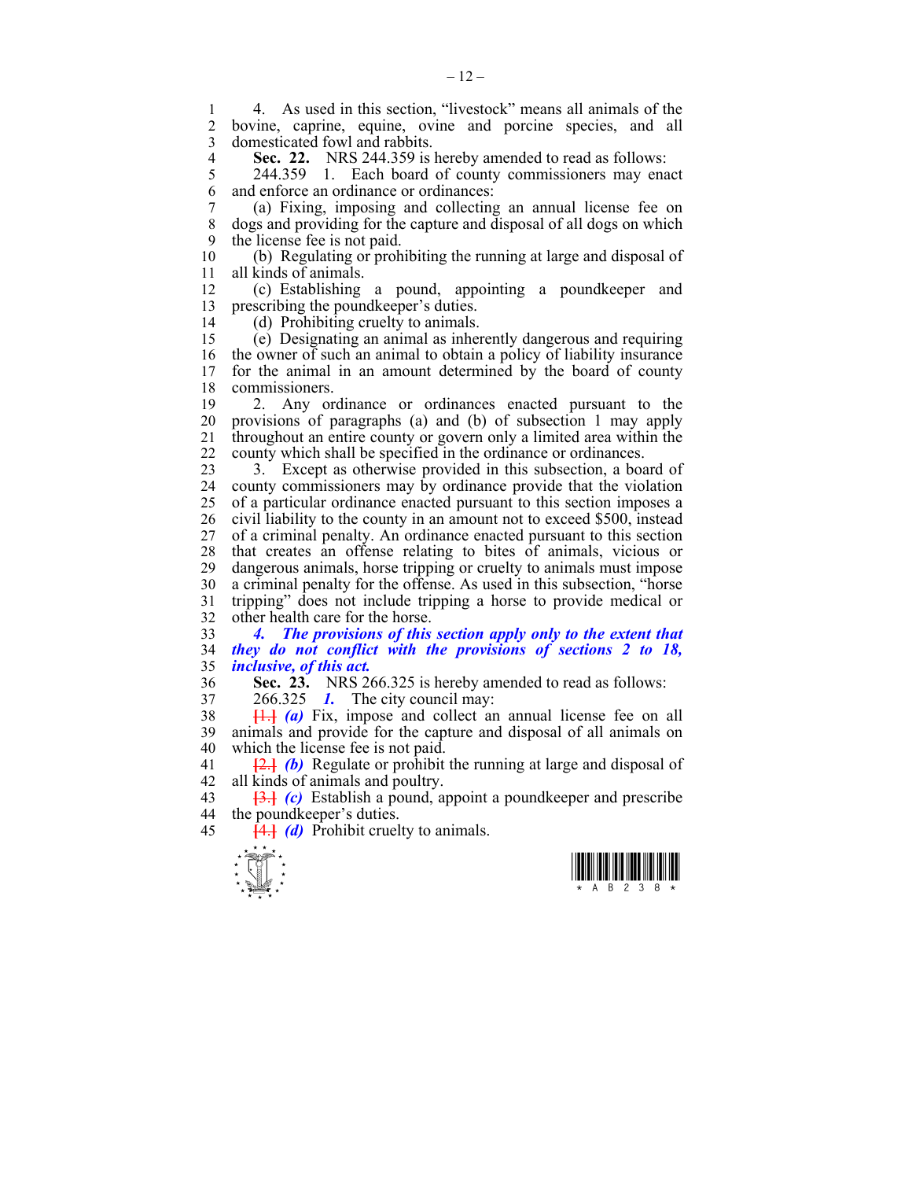4. As used in this section, "livestock" means all animals of the bovine, caprine, equine, ovine and porcine species, and all domesticated fowl and rabbits.

**Sec. 22.** NRS 244.359 is hereby amended to read as follows:

244.359 1. Each board of county commissioners may enact and enforce an ordinance or ordinances:

(a) Fixing, imposing and collecting an annual license fee on dogs and providing for the capture and disposal of all dogs on which the license fee is not paid.

(b) Regulating or prohibiting the running at large and disposal of all kinds of animals.

(c) Establishing a pound, appointing a poundkeeper and prescribing the poundkeeper's duties.

(d) Prohibiting cruelty to animals.

(e) Designating an animal as inherently dangerous and requiring the owner of such an animal to obtain a policy of liability insurance for the animal in an amount determined by the board of county commissioners.

2. Any ordinance or ordinances enacted pursuant to the provisions of paragraphs (a) and (b) of subsection 1 may apply throughout an entire county or govern only a limited area within the county which shall be specified in the ordinance or ordinances.

3. Except as otherwise provided in this subsection, a board of county commissioners may by ordinance provide that the violation of a particular ordinance enacted pursuant to this section imposes a civil liability to the county in an amount not to exceed $500, instead of a criminal penalty. An ordinance enacted pursuant to this section that creates an offense relating to bites of animals, vicious or dangerous animals, horse tripping or cruelty to animals must impose a criminal penalty for the offense. As used in this subsection, "horse tripping" does not include tripping a horse to provide medical or other health care for the horse.

***4. The provisions of this section apply only to the extent that they do not conflict with the provisions of sections 2 to 18, inclusive, of this act.***

**Sec. 23.** NRS 266.325 is hereby amended to read as follows:

266.325 ***1.*** The city council may:

[1.] ***(a)*** Fix, impose and collect an annual license fee on all animals and provide for the capture and disposal of all animals on which the license fee is not paid.

[2.] ***(b)*** Regulate or prohibit the running at large and disposal of all kinds of animals and poultry.

[3.] ***(c)*** Establish a pound, appoint a poundkeeper and prescribe the poundkeeper's duties.

[4.] ***(d)*** Prohibit cruelty to animals.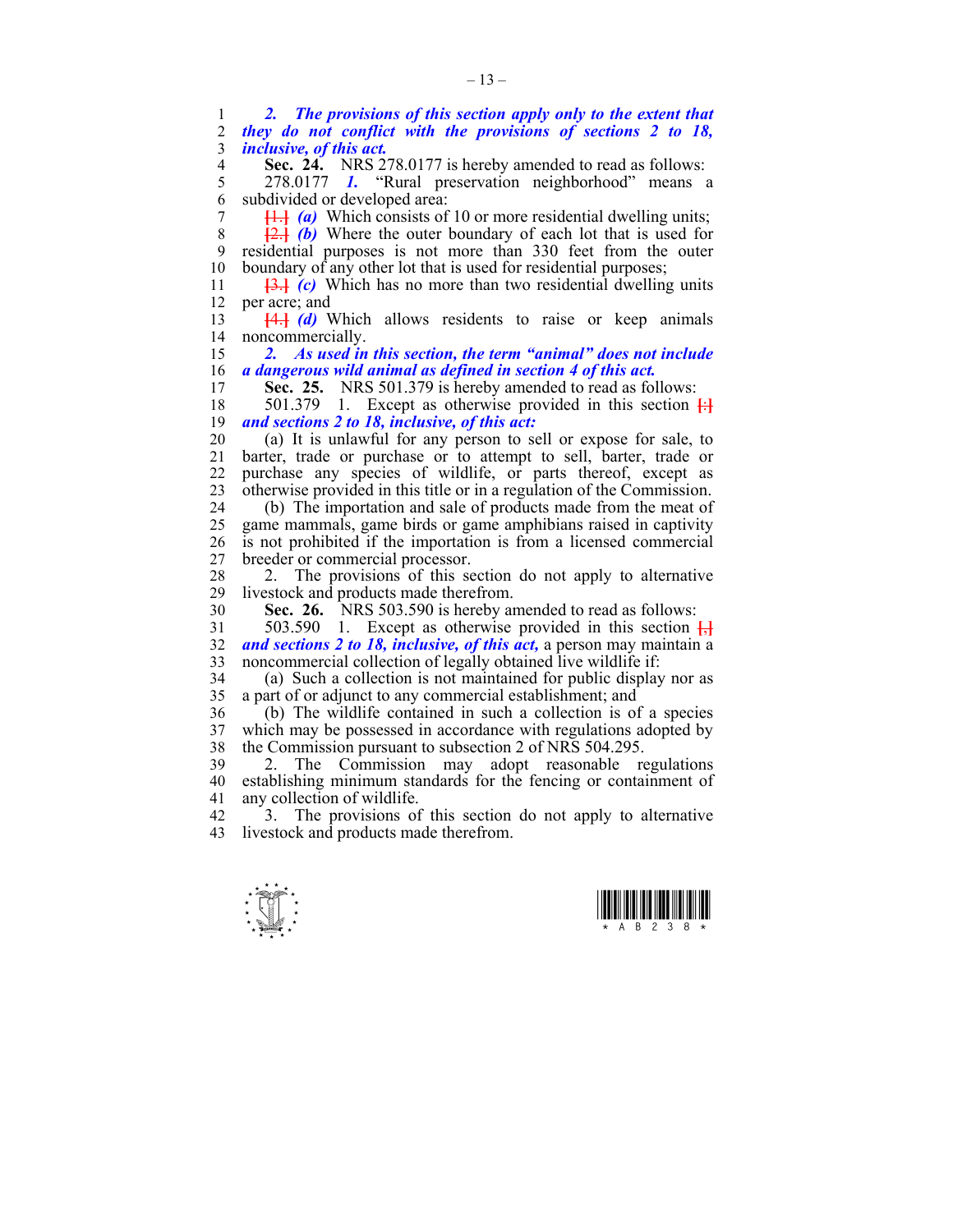*2. The provisions of this section apply only to the extent that they do not conflict with the provisions of sections 2 to 18, inclusive, of this act.*

**Sec. 24.** NRS 278.0177 is hereby amended to read as follows:

278.0177 *1.* "Rural preservation neighborhood" means a subdivided or developed area:

[1.] *(a)* Which consists of 10 or more residential dwelling units;

[2.] *(b)* Where the outer boundary of each lot that is used for residential purposes is not more than 330 feet from the outer boundary of any other lot that is used for residential purposes;

[3.] *(c)* Which has no more than two residential dwelling units per acre; and

[4.] *(d)* Which allows residents to raise or keep animals noncommercially.

*2. As used in this section, the term "animal" does not include a dangerous wild animal as defined in section 4 of this act.*

**Sec. 25.** NRS 501.379 is hereby amended to read as follows:

501.379 1. Except as otherwise provided in this section [:] *and sections 2 to 18, inclusive, of this act:*

(a) It is unlawful for any person to sell or expose for sale, to barter, trade or purchase or to attempt to sell, barter, trade or purchase any species of wildlife, or parts thereof, except as otherwise provided in this title or in a regulation of the Commission.

(b) The importation and sale of products made from the meat of game mammals, game birds or game amphibians raised in captivity is not prohibited if the importation is from a licensed commercial breeder or commercial processor.

2. The provisions of this section do not apply to alternative livestock and products made therefrom.

**Sec. 26.** NRS 503.590 is hereby amended to read as follows:

503.590 1. Except as otherwise provided in this section [,] *and sections 2 to 18, inclusive, of this act,* a person may maintain a noncommercial collection of legally obtained live wildlife if:

(a) Such a collection is not maintained for public display nor as a part of or adjunct to any commercial establishment; and

(b) The wildlife contained in such a collection is of a species which may be possessed in accordance with regulations adopted by the Commission pursuant to subsection 2 of NRS 504.295.

2. The Commission may adopt reasonable regulations establishing minimum standards for the fencing or containment of any collection of wildlife.

3. The provisions of this section do not apply to alternative livestock and products made therefrom.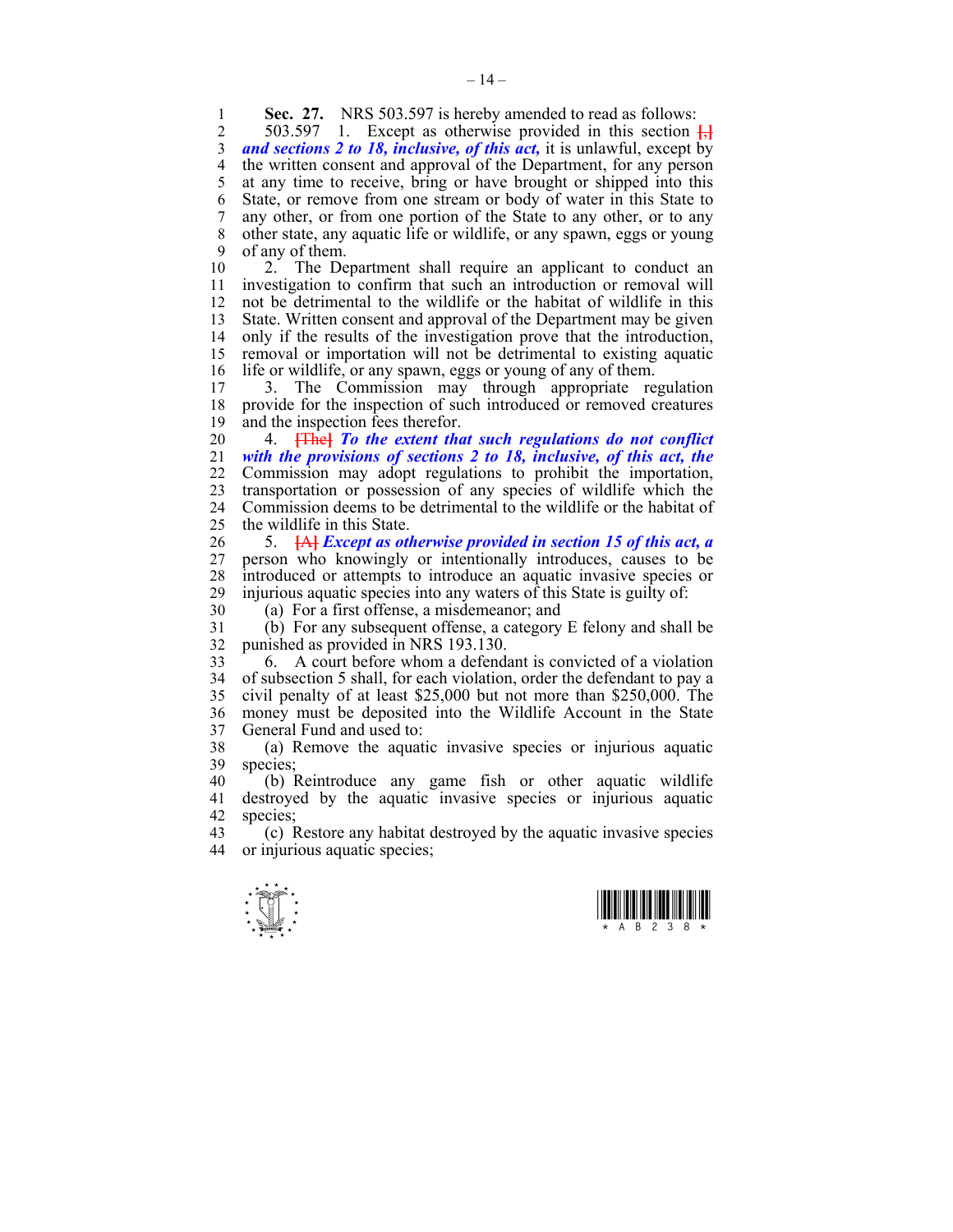**Sec. 27.** NRS 503.597 is hereby amended to read as follows:

503.597 1. Except as otherwise provided in this section [,] ***and sections 2 to 18, inclusive, of this act,*** it is unlawful, except by the written consent and approval of the Department, for any person at any time to receive, bring or have brought or shipped into this State, or remove from one stream or body of water in this State to any other, or from one portion of the State to any other, or to any other state, any aquatic life or wildlife, or any spawn, eggs or young of any of them.

2. The Department shall require an applicant to conduct an investigation to confirm that such an introduction or removal will not be detrimental to the wildlife or the habitat of wildlife in this State. Written consent and approval of the Department may be given only if the results of the investigation prove that the introduction, removal or importation will not be detrimental to existing aquatic life or wildlife, or any spawn, eggs or young of any of them.

3. The Commission may through appropriate regulation provide for the inspection of such introduced or removed creatures and the inspection fees therefor.

4. [The] ***To the extent that such regulations do not conflict with the provisions of sections 2 to 18, inclusive, of this act, the*** Commission may adopt regulations to prohibit the importation, transportation or possession of any species of wildlife which the Commission deems to be detrimental to the wildlife or the habitat of the wildlife in this State.

5. [A] ***Except as otherwise provided in section 15 of this act, a*** person who knowingly or intentionally introduces, causes to be introduced or attempts to introduce an aquatic invasive species or injurious aquatic species into any waters of this State is guilty of:

(a) For a first offense, a misdemeanor; and

(b) For any subsequent offense, a category E felony and shall be punished as provided in NRS 193.130.

6. A court before whom a defendant is convicted of a violation of subsection 5 shall, for each violation, order the defendant to pay a civil penalty of at least $25,000 but not more than $250,000. The money must be deposited into the Wildlife Account in the State General Fund and used to:

(a) Remove the aquatic invasive species or injurious aquatic species;

(b) Reintroduce any game fish or other aquatic wildlife destroyed by the aquatic invasive species or injurious aquatic species;

(c) Restore any habitat destroyed by the aquatic invasive species or injurious aquatic species;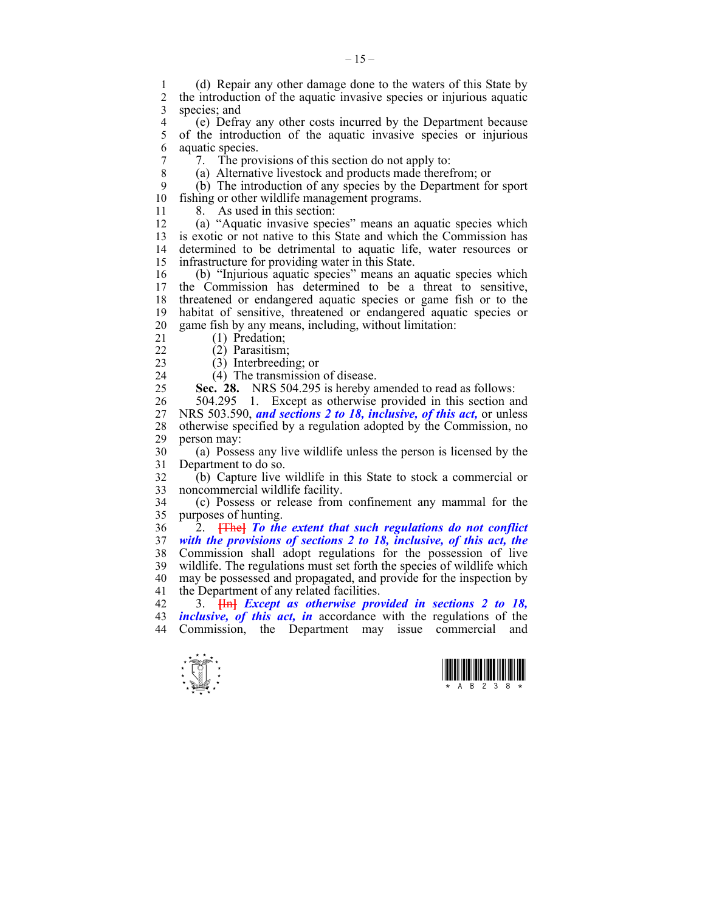(d) Repair any other damage done to the waters of this State by the introduction of the aquatic invasive species or injurious aquatic species; and

(e) Defray any other costs incurred by the Department because of the introduction of the aquatic invasive species or injurious aquatic species.

7. The provisions of this section do not apply to:

(a) Alternative livestock and products made therefrom; or

(b) The introduction of any species by the Department for sport fishing or other wildlife management programs.

8. As used in this section:

(a) "Aquatic invasive species" means an aquatic species which is exotic or not native to this State and which the Commission has determined to be detrimental to aquatic life, water resources or infrastructure for providing water in this State.

(b) "Injurious aquatic species" means an aquatic species which the Commission has determined to be a threat to sensitive, threatened or endangered aquatic species or game fish or to the habitat of sensitive, threatened or endangered aquatic species or game fish by any means, including, without limitation:

(1) Predation;

(2) Parasitism;

(3) Interbreeding; or

(4) The transmission of disease.

**Sec. 28.** NRS 504.295 is hereby amended to read as follows:

504.295 1. Except as otherwise provided in this section and NRS 503.590, ***and sections 2 to 18, inclusive, of this act,*** or unless otherwise specified by a regulation adopted by the Commission, no person may:

(a) Possess any live wildlife unless the person is licensed by the Department to do so.

(b) Capture live wildlife in this State to stock a commercial or noncommercial wildlife facility.

(c) Possess or release from confinement any mammal for the purposes of hunting.

2. ~~[The]~~ ***To the extent that such regulations do not conflict with the provisions of sections 2 to 18, inclusive, of this act, the*** Commission shall adopt regulations for the possession of live wildlife. The regulations must set forth the species of wildlife which may be possessed and propagated, and provide for the inspection by the Department of any related facilities.

3. ~~[In]~~ ***Except as otherwise provided in sections 2 to 18, inclusive, of this act, in*** accordance with the regulations of the Commission, the Department may issue commercial and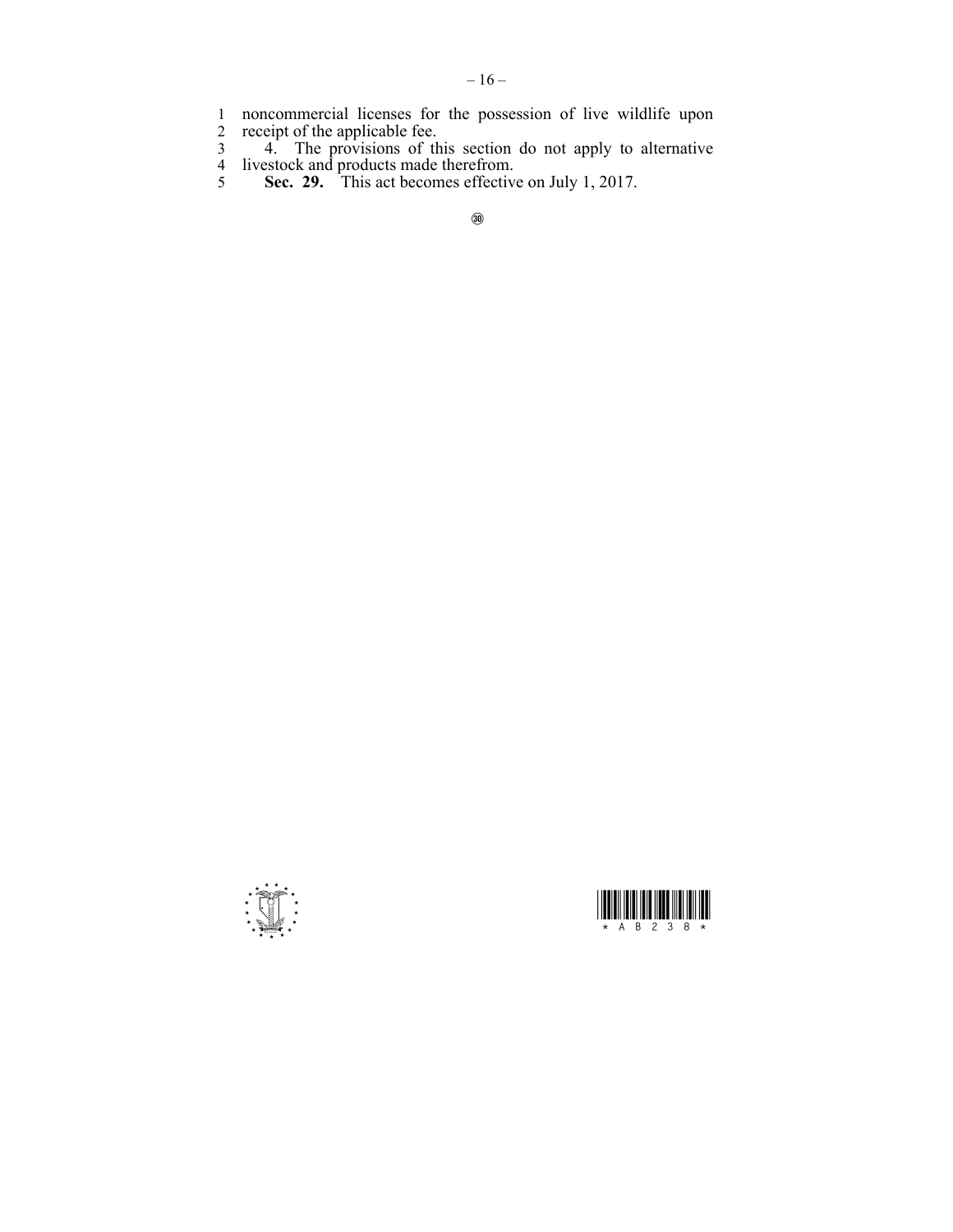noncommercial licenses for the possession of live wildlife upon receipt of the applicable fee.

4. The provisions of this section do not apply to alternative livestock and products made therefrom.

**Sec. 29.** This act becomes effective on July 1, 2017.